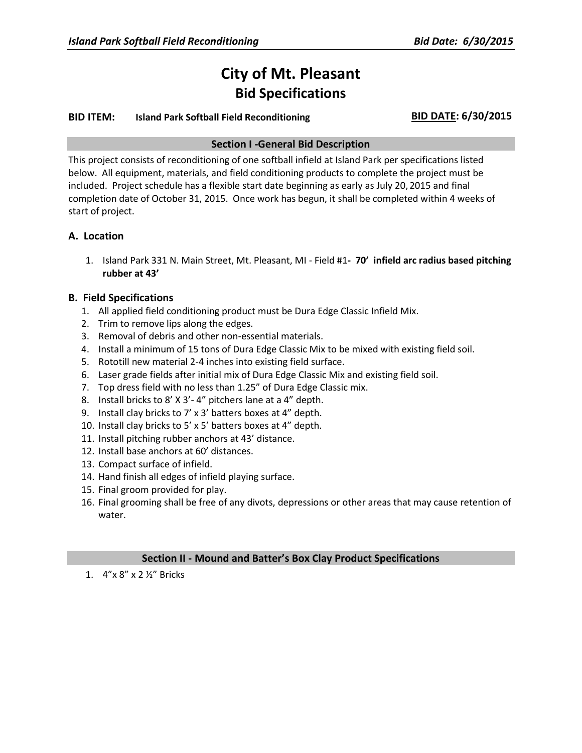# City of Mt. Pleasant
## Bid Specifications

**BID ITEM:** **Island Park Softball Field Reconditioning** **BID DATE: 6/30/2015**

### Section I -General Bid Description

This project consists of reconditioning of one softball infield at Island Park per specifications listed below. All equipment, materials, and field conditioning products to complete the project must be included. Project schedule has a flexible start date beginning as early as July 20, 2015 and final completion date of October 31, 2015. Once work has begun, it shall be completed within 4 weeks of start of project.

### A. Location

1. Island Park 331 N. Main Street, Mt. Pleasant, MI - Field #1**- 70' infield arc radius based pitching rubber at 43'**

### B. Field Specifications

1. All applied field conditioning product must be Dura Edge Classic Infield Mix.
2. Trim to remove lips along the edges.
3. Removal of debris and other non-essential materials.
4. Install a minimum of 15 tons of Dura Edge Classic Mix to be mixed with existing field soil.
5. Rototill new material 2-4 inches into existing field surface.
6. Laser grade fields after initial mix of Dura Edge Classic Mix and existing field soil.
7. Top dress field with no less than 1.25" of Dura Edge Classic mix.
8. Install bricks to 8' X 3'- 4" pitchers lane at a 4" depth.
9. Install clay bricks to 7' x 3' batters boxes at 4" depth.
10. Install clay bricks to 5' x 5' batters boxes at 4" depth.
11. Install pitching rubber anchors at 43' distance.
12. Install base anchors at 60' distances.
13. Compact surface of infield.
14. Hand finish all edges of infield playing surface.
15. Final groom provided for play.
16. Final grooming shall be free of any divots, depressions or other areas that may cause retention of water.

### Section II - Mound and Batter's Box Clay Product Specifications

1. 4"x 8" x 2 ½" Bricks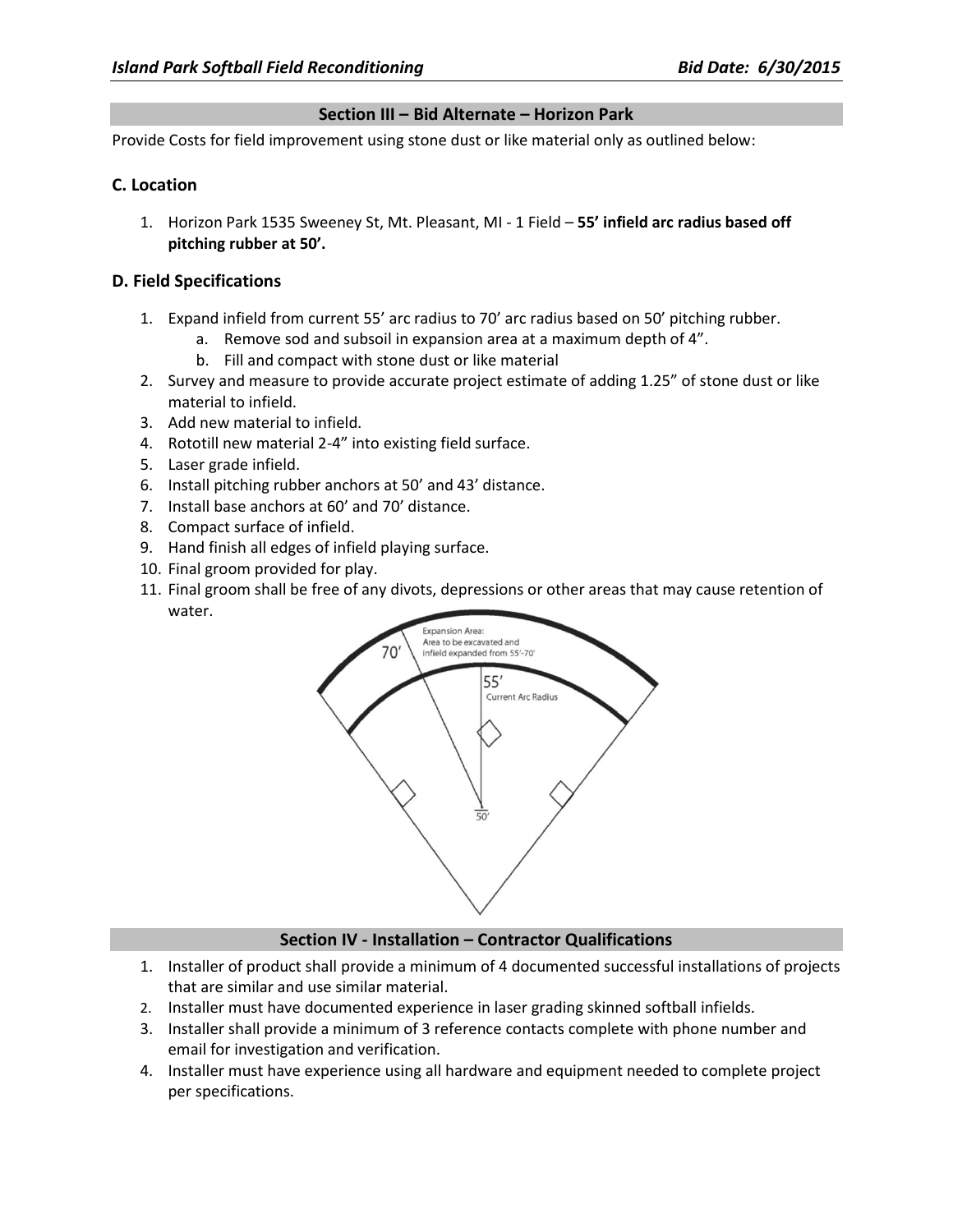## Section III – Bid Alternate – Horizon Park

Provide Costs for field improvement using stone dust or like material only as outlined below:

### C. Location

1. Horizon Park 1535 Sweeney St, Mt. Pleasant, MI - 1 Field – **55' infield arc radius based off pitching rubber at 50'.**

### D. Field Specifications

1. Expand infield from current 55' arc radius to 70' arc radius based on 50' pitching rubber.
    a. Remove sod and subsoil in expansion area at a maximum depth of 4".
    b. Fill and compact with stone dust or like material
2. Survey and measure to provide accurate project estimate of adding 1.25" of stone dust or like material to infield.
3. Add new material to infield.
4. Rototill new material 2-4" into existing field surface.
5. Laser grade infield.
6. Install pitching rubber anchors at 50' and 43' distance.
7. Install base anchors at 60' and 70' distance.
8. Compact surface of infield.
9. Hand finish all edges of infield playing surface.
10. Final groom provided for play.
11. Final groom shall be free of any divots, depressions or other areas that may cause retention of water.

## Section IV - Installation – Contractor Qualifications

1. Installer of product shall provide a minimum of 4 documented successful installations of projects that are similar and use similar material.
2. Installer must have documented experience in laser grading skinned softball infields.
3. Installer shall provide a minimum of 3 reference contacts complete with phone number and email for investigation and verification.
4. Installer must have experience using all hardware and equipment needed to complete project per specifications.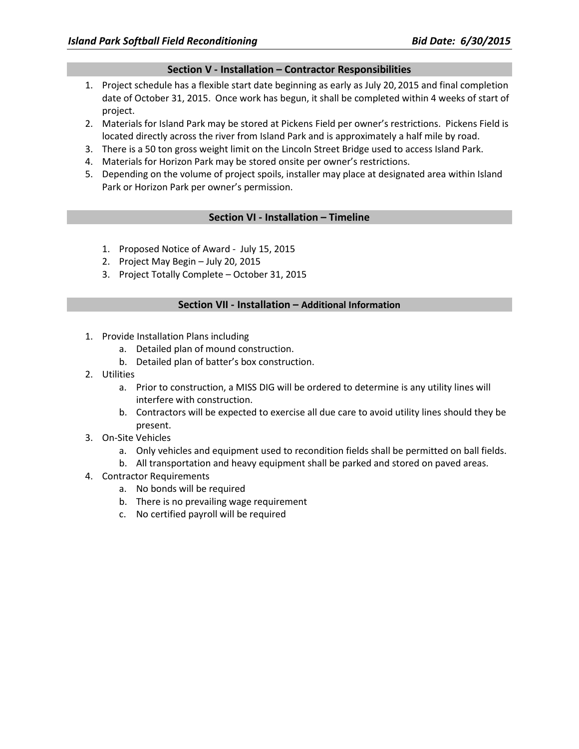## Section V - Installation – Contractor Responsibilities

1. Project schedule has a flexible start date beginning as early as July 20, 2015 and final completion date of October 31, 2015. Once work has begun, it shall be completed within 4 weeks of start of project.
2. Materials for Island Park may be stored at Pickens Field per owner's restrictions. Pickens Field is located directly across the river from Island Park and is approximately a half mile by road.
3. There is a 50 ton gross weight limit on the Lincoln Street Bridge used to access Island Park.
4. Materials for Horizon Park may be stored onsite per owner's restrictions.
5. Depending on the volume of project spoils, installer may place at designated area within Island Park or Horizon Park per owner's permission.

## Section VI - Installation – Timeline

1. Proposed Notice of Award - July 15, 2015
2. Project May Begin – July 20, 2015
3. Project Totally Complete – October 31, 2015

## Section VII - Installation – Additional Information

1. Provide Installation Plans including
   a. Detailed plan of mound construction.
   b. Detailed plan of batter's box construction.
2. Utilities
   a. Prior to construction, a MISS DIG will be ordered to determine is any utility lines will interfere with construction.
   b. Contractors will be expected to exercise all due care to avoid utility lines should they be present.
3. On-Site Vehicles
   a. Only vehicles and equipment used to recondition fields shall be permitted on ball fields.
   b. All transportation and heavy equipment shall be parked and stored on paved areas.
4. Contractor Requirements
   a. No bonds will be required
   b. There is no prevailing wage requirement
   c. No certified payroll will be required